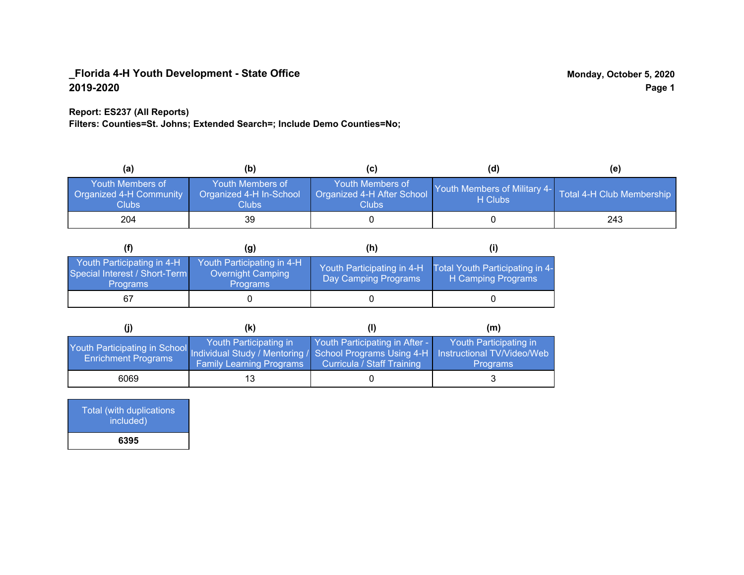**_Florida 4-H Youth Development - State Office**
**2019-2020**

**Monday, October 5, 2020**

**Report: ES237 (All Reports)**
**Filters: Counties=St. Johns; Extended Search=; Include Demo Counties=No;**

| (a) Youth Members of Organized 4-H Community Clubs | (b) Youth Members of Organized 4-H In-School Clubs | (c) Youth Members of Organized 4-H After School Clubs | (d) Youth Members of Military 4-H Clubs | (e) Total 4-H Club Membership |
|---|---|---|---|---|
| 204 | 39 | 0 | 0 | 243 |

| (f) Youth Participating in 4-H Special Interest / Short-Term Programs | (g) Youth Participating in 4-H Overnight Camping Programs | (h) Youth Participating in 4-H Day Camping Programs | (i) Total Youth Participating in 4-H Camping Programs |
|---|---|---|---|
| 67 | 0 | 0 | 0 |

| (j) Youth Participating in School Enrichment Programs | (k) Youth Participating in Individual Study / Mentoring / Family Learning Programs | (l) Youth Participating in After - School Programs Using 4-H Curricula / Staff Training | (m) Youth Participating in Instructional TV/Video/Web Programs |
|---|---|---|---|
| 6069 | 13 | 0 | 3 |

| Total (with duplications included) |
|---|
| **6395** |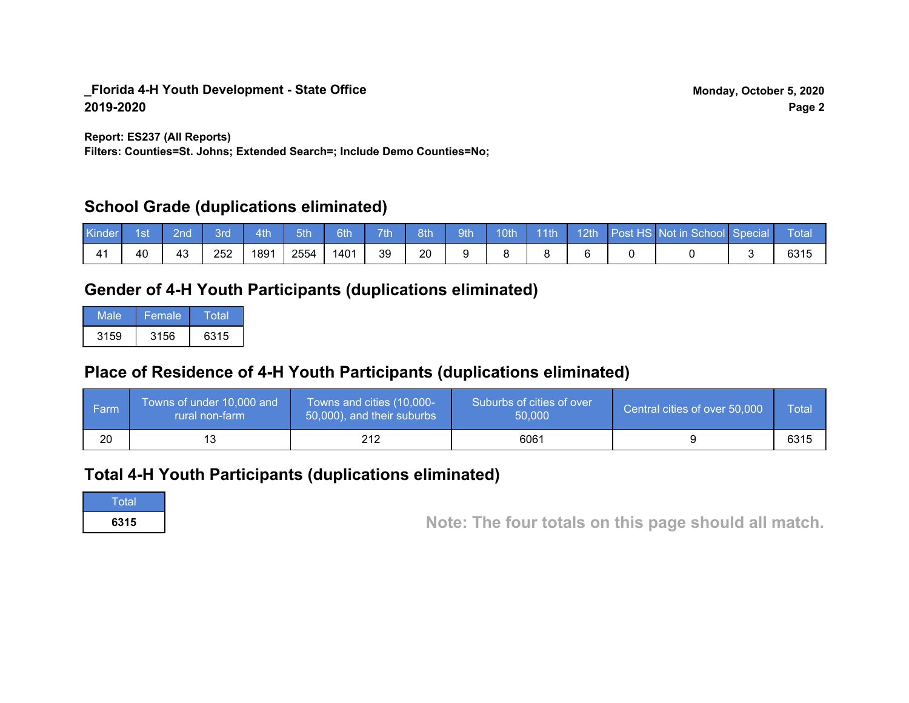**_Florida 4-H Youth Development - State Office**
**2019-2020**

**Monday, October 5, 2020**

**Report: ES237 (All Reports)**
**Filters: Counties=St. Johns; Extended Search=; Include Demo Counties=No;**

## School Grade (duplications eliminated)

| Kinder | 1st | 2nd | 3rd | 4th | 5th | 6th | 7th | 8th | 9th | 10th | 11th | 12th | Post HS | Not in School | Special | Total |
|---|---|---|---|---|---|---|---|---|---|---|---|---|---|---|---|---|
| 41 | 40 | 43 | 252 | 1891 | 2554 | 1401 | 39 | 20 | 9 | 8 | 8 | 6 | 0 | 0 | 3 | 6315 |

## Gender of 4-H Youth Participants (duplications eliminated)

| Male | Female | Total |
|---|---|---|
| 3159 | 3156 | 6315 |

## Place of Residence of 4-H Youth Participants (duplications eliminated)

| Farm | Towns of under 10,000 and rural non-farm | Towns and cities (10,000-50,000), and their suburbs | Suburbs of cities of over 50,000 | Central cities of over 50,000 | Total |
|---|---|---|---|---|---|
| 20 | 13 | 212 | 6061 | 9 | 6315 |

## Total 4-H Youth Participants (duplications eliminated)

| Total |
|---|
| **6315** |

**Note: The four totals on this page should all match.**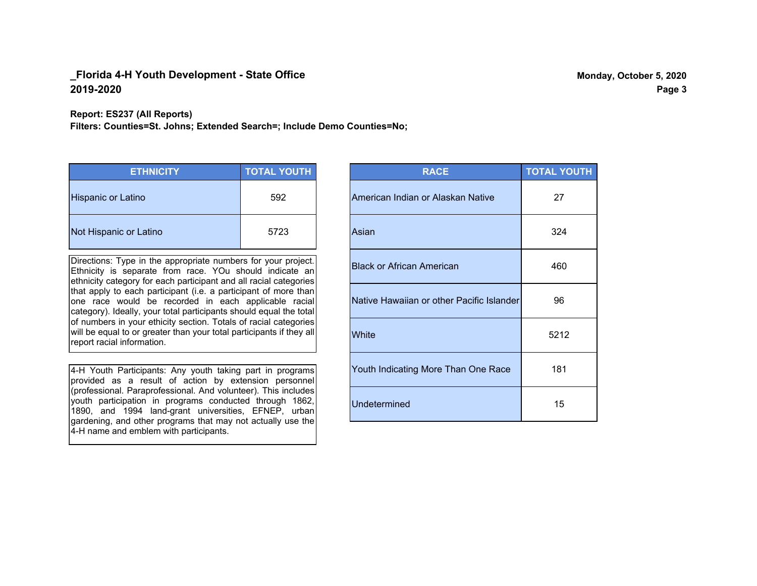# _Florida 4-H Youth Development - State Office
## 2019-2020

Monday, October 5, 2020

**Report: ES237 (All Reports)**
**Filters: Counties=St. Johns; Extended Search=; Include Demo Counties=No;**

| ETHNICITY | TOTAL YOUTH |
|---|---|
| Hispanic or Latino | 592 |
| Not Hispanic or Latino | 5723 |

Directions: Type in the appropriate numbers for your project. Ethnicity is separate from race. YOu should indicate an ethnicity category for each participant and all racial categories that apply to each participant (i.e. a participant of more than one race would be recorded in each applicable racial category). Ideally, your total participants should equal the total of numbers in your ethicity section. Totals of racial categories will be equal to or greater than your total participants if they all report racial information.

4-H Youth Participants: Any youth taking part in programs provided as a result of action by extension personnel (professional. Paraprofessional. And volunteer). This includes youth participation in programs conducted through 1862, 1890, and 1994 land-grant universities, EFNEP, urban gardening, and other programs that may not actually use the 4-H name and emblem with participants.

| RACE | TOTAL YOUTH |
|---|---|
| American Indian or Alaskan Native | 27 |
| Asian | 324 |
| Black or African American | 460 |
| Native Hawaiian or other Pacific Islander | 96 |
| White | 5212 |
| Youth Indicating More Than One Race | 181 |
| Undetermined | 15 |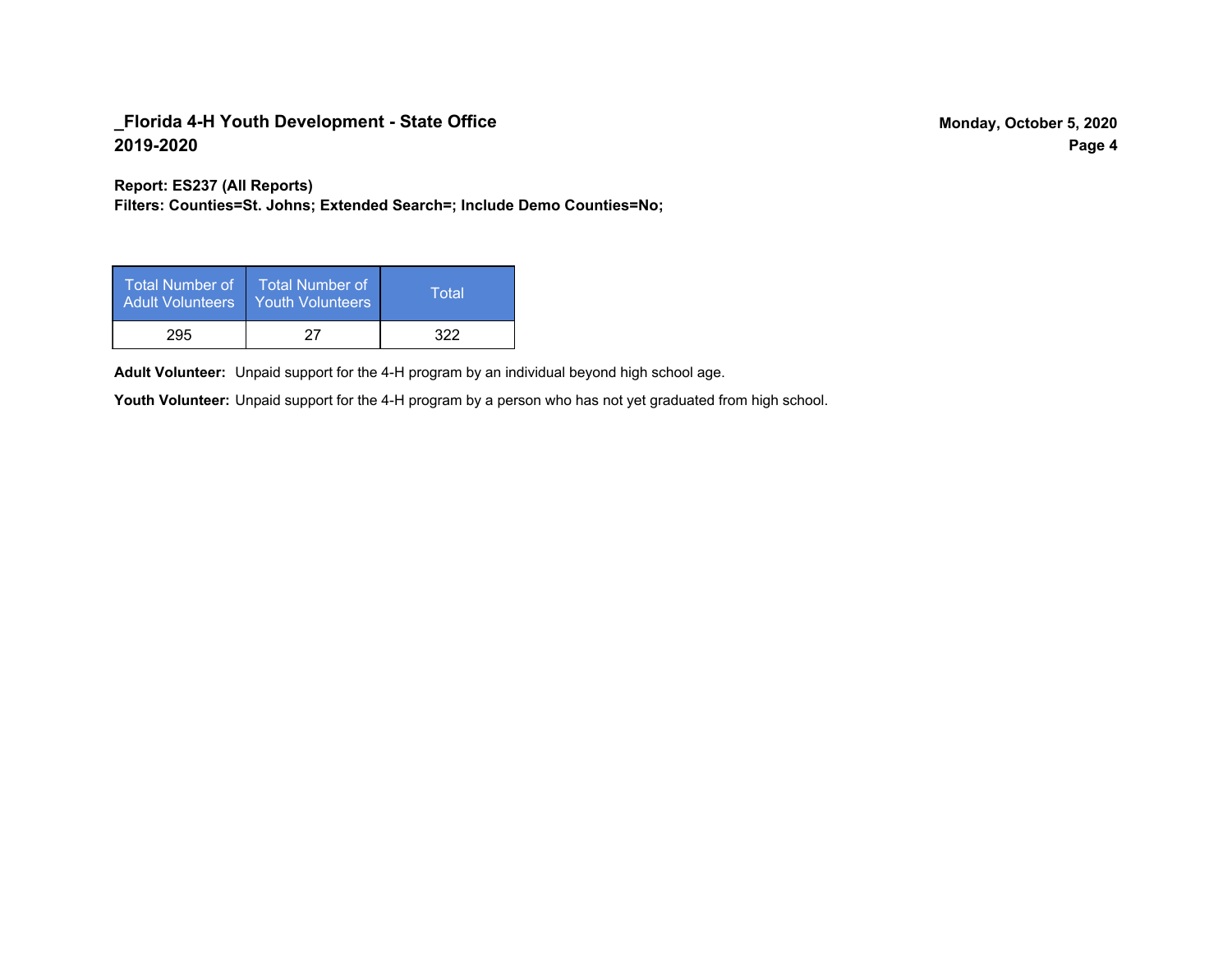**Report: ES237 (All Reports)**
**Filters: Counties=St. Johns; Extended Search=; Include Demo Counties=No;**

| Total Number of Adult Volunteers | Total Number of Youth Volunteers | Total |
|---|---|---|
| 295 | 27 | 322 |

**Adult Volunteer:** Unpaid support for the 4-H program by an individual beyond high school age.

**Youth Volunteer:** Unpaid support for the 4-H program by a person who has not yet graduated from high school.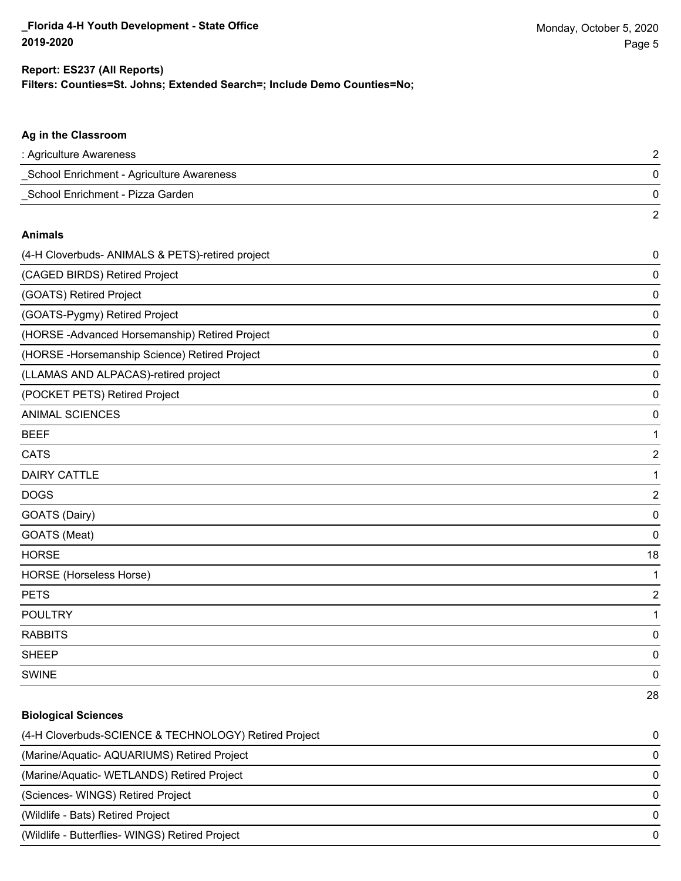**Report: ES237 (All Reports)**

**Filters: Counties=St. Johns; Extended Search=; Include Demo Counties=No;**

### Ag in the Classroom

| | |
|---|---|
| : Agriculture Awareness | 2 |
| _School Enrichment - Agriculture Awareness | 0 |
| _School Enrichment - Pizza Garden | 0 |
| | 2 |

### Animals

| | |
|---|---|
| (4-H Cloverbuds- ANIMALS & PETS)-retired project | 0 |
| (CAGED BIRDS) Retired Project | 0 |
| (GOATS) Retired Project | 0 |
| (GOATS-Pygmy) Retired Project | 0 |
| (HORSE -Advanced Horsemanship) Retired Project | 0 |
| (HORSE -Horsemanship Science) Retired Project | 0 |
| (LLAMAS AND ALPACAS)-retired project | 0 |
| (POCKET PETS) Retired Project | 0 |
| ANIMAL SCIENCES | 0 |
| BEEF | 1 |
| CATS | 2 |
| DAIRY CATTLE | 1 |
| DOGS | 2 |
| GOATS (Dairy) | 0 |
| GOATS (Meat) | 0 |
| HORSE | 18 |
| HORSE (Horseless Horse) | 1 |
| PETS | 2 |
| POULTRY | 1 |
| RABBITS | 0 |
| SHEEP | 0 |
| SWINE | 0 |
| | 28 |

### Biological Sciences

| | |
|---|---|
| (4-H Cloverbuds-SCIENCE & TECHNOLOGY) Retired Project | 0 |
| (Marine/Aquatic- AQUARIUMS) Retired Project | 0 |
| (Marine/Aquatic- WETLANDS) Retired Project | 0 |
| (Sciences- WINGS) Retired Project | 0 |
| (Wildlife - Bats) Retired Project | 0 |
| (Wildlife - Butterflies- WINGS) Retired Project | 0 |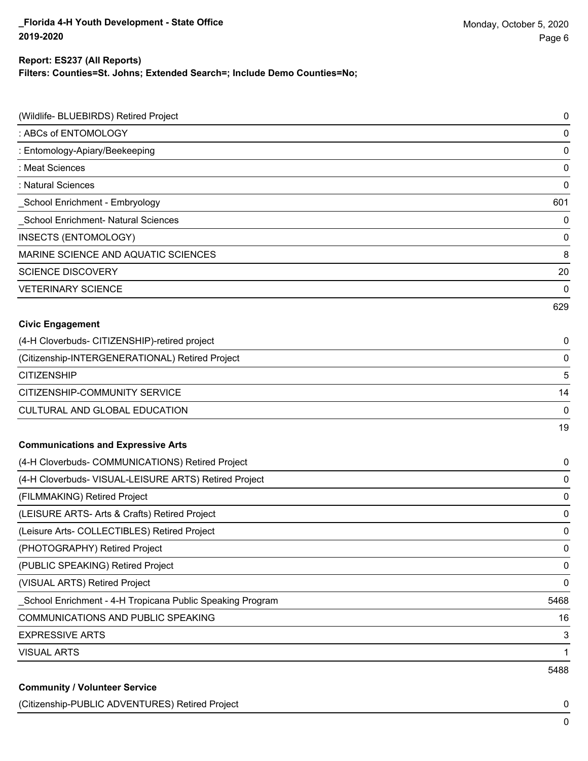| | |
|---|---|
| (Wildlife- BLUEBIRDS) Retired Project | 0 |
| : ABCs of ENTOMOLOGY | 0 |
| : Entomology-Apiary/Beekeeping | 0 |
| : Meat Sciences | 0 |
| : Natural Sciences | 0 |
| _School Enrichment - Embryology | 601 |
| _School Enrichment- Natural Sciences | 0 |
| INSECTS (ENTOMOLOGY) | 0 |
| MARINE SCIENCE AND AQUATIC SCIENCES | 8 |
| SCIENCE DISCOVERY | 20 |
| VETERINARY SCIENCE | 0 |
| | 629 |

**Civic Engagement**

| | |
|---|---|
| (4-H Cloverbuds- CITIZENSHIP)-retired project | 0 |
| (Citizenship-INTERGENERATIONAL) Retired Project | 0 |
| CITIZENSHIP | 5 |
| CITIZENSHIP-COMMUNITY SERVICE | 14 |
| CULTURAL AND GLOBAL EDUCATION | 0 |
| | 19 |

**Communications and Expressive Arts**

| | |
|---|---|
| (4-H Cloverbuds- COMMUNICATIONS) Retired Project | 0 |
| (4-H Cloverbuds- VISUAL-LEISURE ARTS) Retired Project | 0 |
| (FILMMAKING) Retired Project | 0 |
| (LEISURE ARTS- Arts & Crafts) Retired Project | 0 |
| (Leisure Arts- COLLECTIBLES) Retired Project | 0 |
| (PHOTOGRAPHY) Retired Project | 0 |
| (PUBLIC SPEAKING) Retired Project | 0 |
| (VISUAL ARTS) Retired Project | 0 |
| _School Enrichment - 4-H Tropicana Public Speaking Program | 5468 |
| COMMUNICATIONS AND PUBLIC SPEAKING | 16 |
| EXPRESSIVE ARTS | 3 |
| VISUAL ARTS | 1 |
| | 5488 |

**Community / Volunteer Service**

| | |
|---|---|
| (Citizenship-PUBLIC ADVENTURES) Retired Project | 0 |
| | 0 |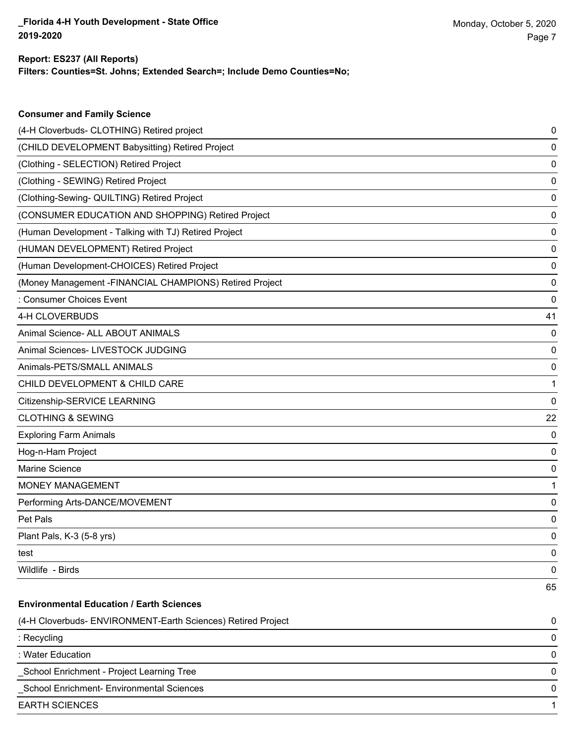**Report: ES237 (All Reports)**
**Filters: Counties=St. Johns; Extended Search=; Include Demo Counties=No;**

### Consumer and Family Science

| Project | Count |
|---|---|
| (4-H Cloverbuds- CLOTHING) Retired project | 0 |
| (CHILD DEVELOPMENT Babysitting) Retired Project | 0 |
| (Clothing - SELECTION) Retired Project | 0 |
| (Clothing - SEWING) Retired Project | 0 |
| (Clothing-Sewing- QUILTING) Retired Project | 0 |
| (CONSUMER EDUCATION AND SHOPPING) Retired Project | 0 |
| (Human Development - Talking with TJ) Retired Project | 0 |
| (HUMAN DEVELOPMENT) Retired Project | 0 |
| (Human Development-CHOICES) Retired Project | 0 |
| (Money Management -FINANCIAL CHAMPIONS) Retired Project | 0 |
| : Consumer Choices Event | 0 |
| 4-H CLOVERBUDS | 41 |
| Animal Science- ALL ABOUT ANIMALS | 0 |
| Animal Sciences- LIVESTOCK JUDGING | 0 |
| Animals-PETS/SMALL ANIMALS | 0 |
| CHILD DEVELOPMENT & CHILD CARE | 1 |
| Citizenship-SERVICE LEARNING | 0 |
| CLOTHING & SEWING | 22 |
| Exploring Farm Animals | 0 |
| Hog-n-Ham Project | 0 |
| Marine Science | 0 |
| MONEY MANAGEMENT | 1 |
| Performing Arts-DANCE/MOVEMENT | 0 |
| Pet Pals | 0 |
| Plant Pals, K-3 (5-8 yrs) | 0 |
| test | 0 |
| Wildlife - Birds | 0 |
| | 65 |

### Environmental Education / Earth Sciences

| Project | Count |
|---|---|
| (4-H Cloverbuds- ENVIRONMENT-Earth Sciences) Retired Project | 0 |
| : Recycling | 0 |
| : Water Education | 0 |
| _School Enrichment - Project Learning Tree | 0 |
| _School Enrichment- Environmental Sciences | 0 |
| EARTH SCIENCES | 1 |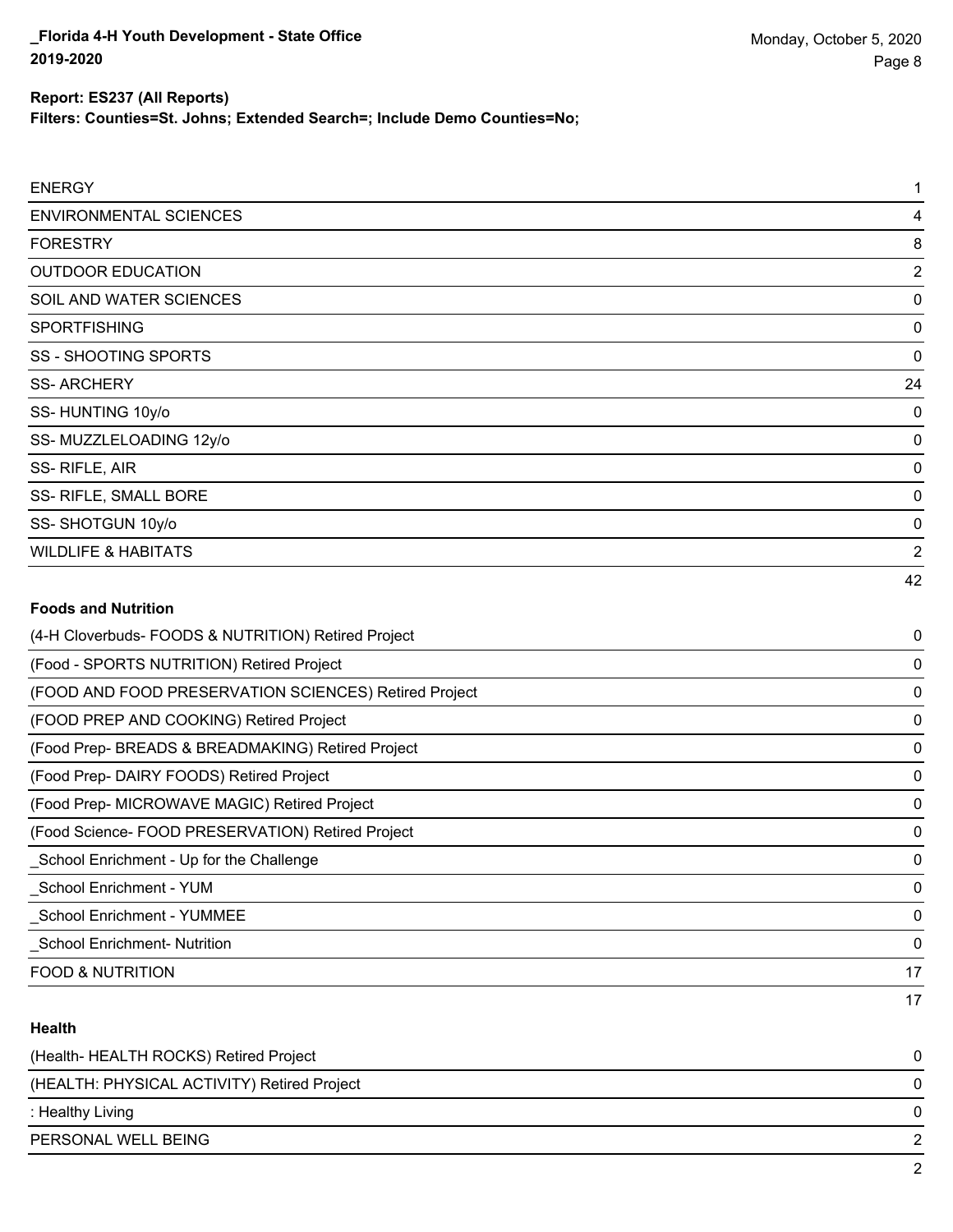**Report: ES237 (All Reports)**

**Filters: Counties=St. Johns; Extended Search=; Include Demo Counties=No;**

| | |
|---|---|
| ENERGY | 1 |
| ENVIRONMENTAL SCIENCES | 4 |
| FORESTRY | 8 |
| OUTDOOR EDUCATION | 2 |
| SOIL AND WATER SCIENCES | 0 |
| SPORTFISHING | 0 |
| SS - SHOOTING SPORTS | 0 |
| SS- ARCHERY | 24 |
| SS- HUNTING 10y/o | 0 |
| SS- MUZZLELOADING 12y/o | 0 |
| SS- RIFLE, AIR | 0 |
| SS- RIFLE, SMALL BORE | 0 |
| SS- SHOTGUN 10y/o | 0 |
| WILDLIFE & HABITATS | 2 |
| | 42 |

**Foods and Nutrition**

| | |
|---|---|
| (4-H Cloverbuds- FOODS & NUTRITION) Retired Project | 0 |
| (Food - SPORTS NUTRITION) Retired Project | 0 |
| (FOOD AND FOOD PRESERVATION SCIENCES) Retired Project | 0 |
| (FOOD PREP AND COOKING) Retired Project | 0 |
| (Food Prep- BREADS & BREADMAKING) Retired Project | 0 |
| (Food Prep- DAIRY FOODS) Retired Project | 0 |
| (Food Prep- MICROWAVE MAGIC) Retired Project | 0 |
| (Food Science- FOOD PRESERVATION) Retired Project | 0 |
| _School Enrichment - Up for the Challenge | 0 |
| _School Enrichment - YUM | 0 |
| _School Enrichment - YUMMEE | 0 |
| _School Enrichment- Nutrition | 0 |
| FOOD & NUTRITION | 17 |
| | 17 |

**Health**

| | |
|---|---|
| (Health- HEALTH ROCKS) Retired Project | 0 |
| (HEALTH: PHYSICAL ACTIVITY) Retired Project | 0 |
| : Healthy Living | 0 |
| PERSONAL WELL BEING | 2 |
| | 2 |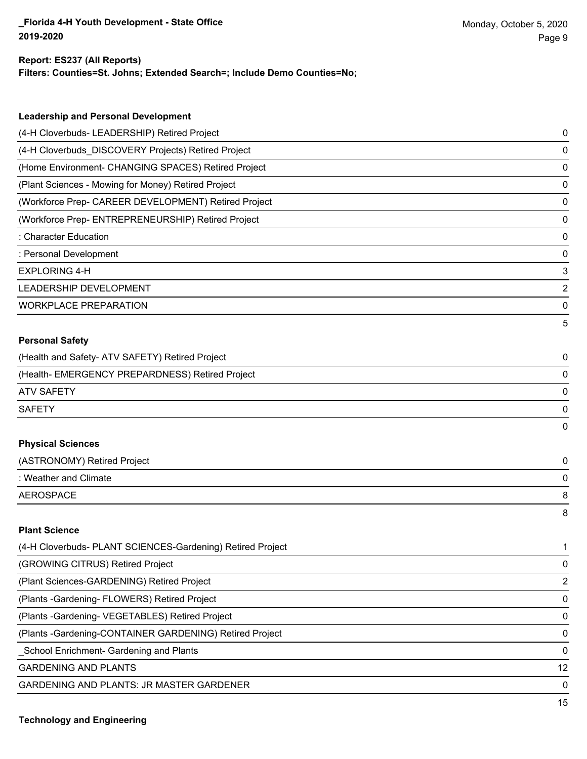**Report: ES237 (All Reports)**
**Filters: Counties=St. Johns; Extended Search=; Include Demo Counties=No;**

**Leadership and Personal Development**

| | |
|---|---|
| (4-H Cloverbuds- LEADERSHIP) Retired Project | 0 |
| (4-H Cloverbuds_DISCOVERY Projects) Retired Project | 0 |
| (Home Environment- CHANGING SPACES) Retired Project | 0 |
| (Plant Sciences - Mowing for Money) Retired Project | 0 |
| (Workforce Prep- CAREER DEVELOPMENT) Retired Project | 0 |
| (Workforce Prep- ENTREPRENEURSHIP) Retired Project | 0 |
| : Character Education | 0 |
| : Personal Development | 0 |
| EXPLORING 4-H | 3 |
| LEADERSHIP DEVELOPMENT | 2 |
| WORKPLACE PREPARATION | 0 |
| | 5 |

**Personal Safety**

| | |
|---|---|
| (Health and Safety- ATV SAFETY) Retired Project | 0 |
| (Health- EMERGENCY PREPARDNESS) Retired Project | 0 |
| ATV SAFETY | 0 |
| SAFETY | 0 |
| | 0 |

**Physical Sciences**

| | |
|---|---|
| (ASTRONOMY) Retired Project | 0 |
| : Weather and Climate | 0 |
| AEROSPACE | 8 |
| | 8 |

**Plant Science**

| | |
|---|---|
| (4-H Cloverbuds- PLANT SCIENCES-Gardening) Retired Project | 1 |
| (GROWING CITRUS) Retired Project | 0 |
| (Plant Sciences-GARDENING) Retired Project | 2 |
| (Plants -Gardening- FLOWERS) Retired Project | 0 |
| (Plants -Gardening- VEGETABLES) Retired Project | 0 |
| (Plants -Gardening-CONTAINER GARDENING) Retired Project | 0 |
| _School Enrichment- Gardening and Plants | 0 |
| GARDENING AND PLANTS | 12 |
| GARDENING AND PLANTS: JR MASTER GARDENER | 0 |
| | 15 |

**Technology and Engineering**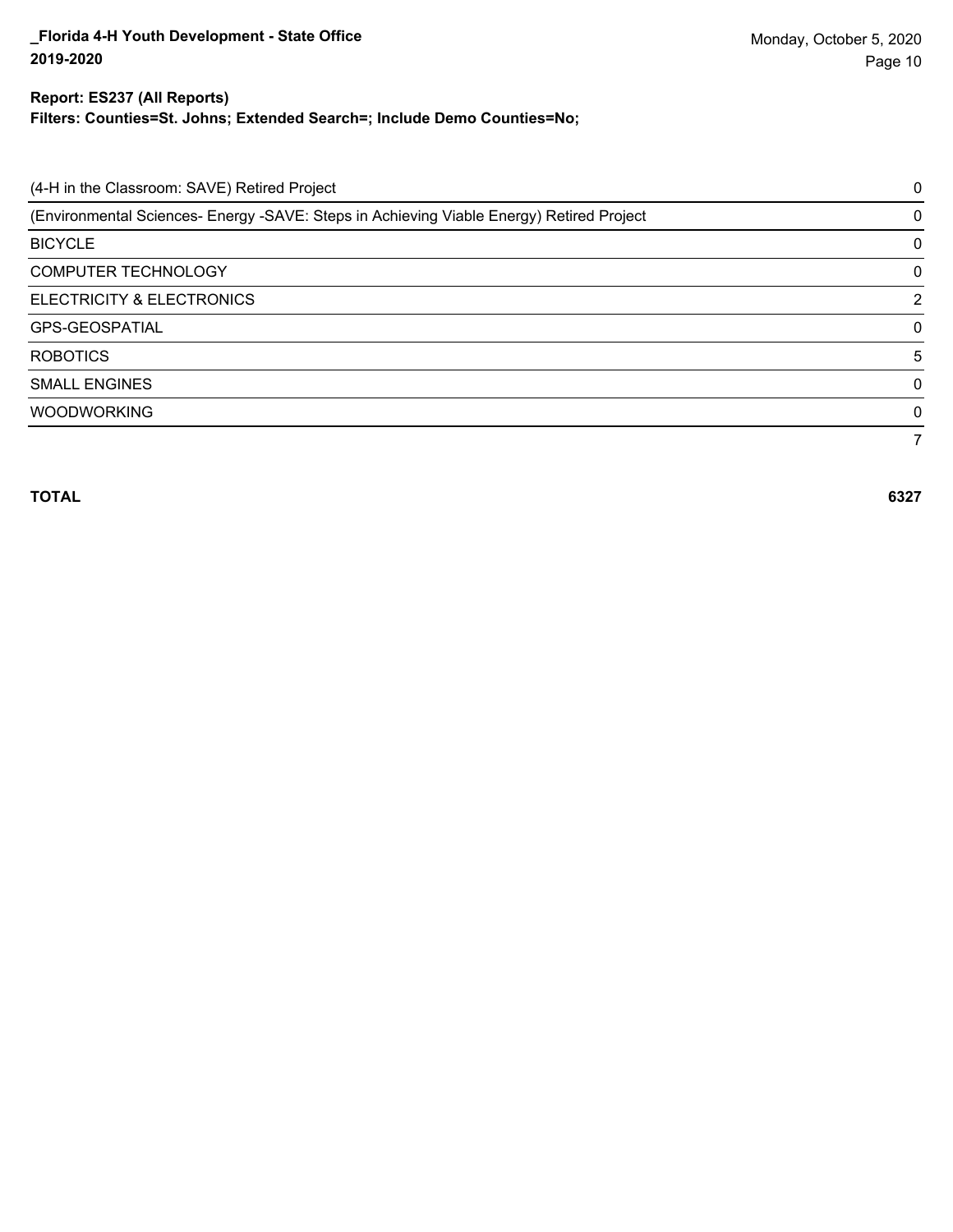**Report: ES237 (All Reports)**

**Filters: Counties=St. Johns; Extended Search=; Include Demo Counties=No;**

| | |
|---|---|
| (4-H in the Classroom: SAVE) Retired Project | 0 |
| (Environmental Sciences- Energy -SAVE: Steps in Achieving Viable Energy) Retired Project | 0 |
| BICYCLE | 0 |
| COMPUTER TECHNOLOGY | 0 |
| ELECTRICITY & ELECTRONICS | 2 |
| GPS-GEOSPATIAL | 0 |
| ROBOTICS | 5 |
| SMALL ENGINES | 0 |
| WOODWORKING | 0 |
| | 7 |

| | |
|---|---|
| **TOTAL** | **6327** |